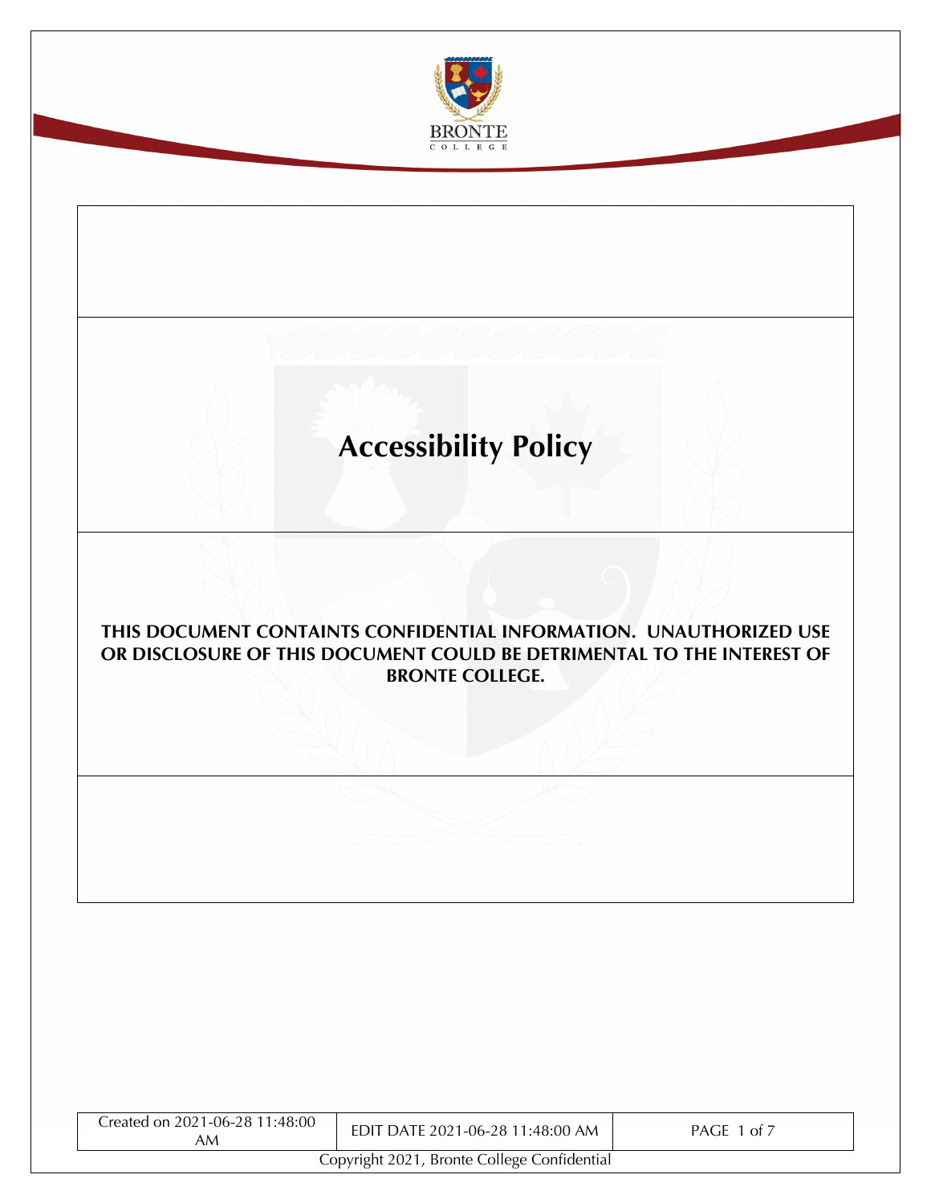# Accessibility Policy

**THIS DOCUMENT CONTAINTS CONFIDENTIAL INFORMATION. UNAUTHORIZED USE OR DISCLOSURE OF THIS DOCUMENT COULD BE DETRIMENTAL TO THE INTEREST OF BRONTE COLLEGE.**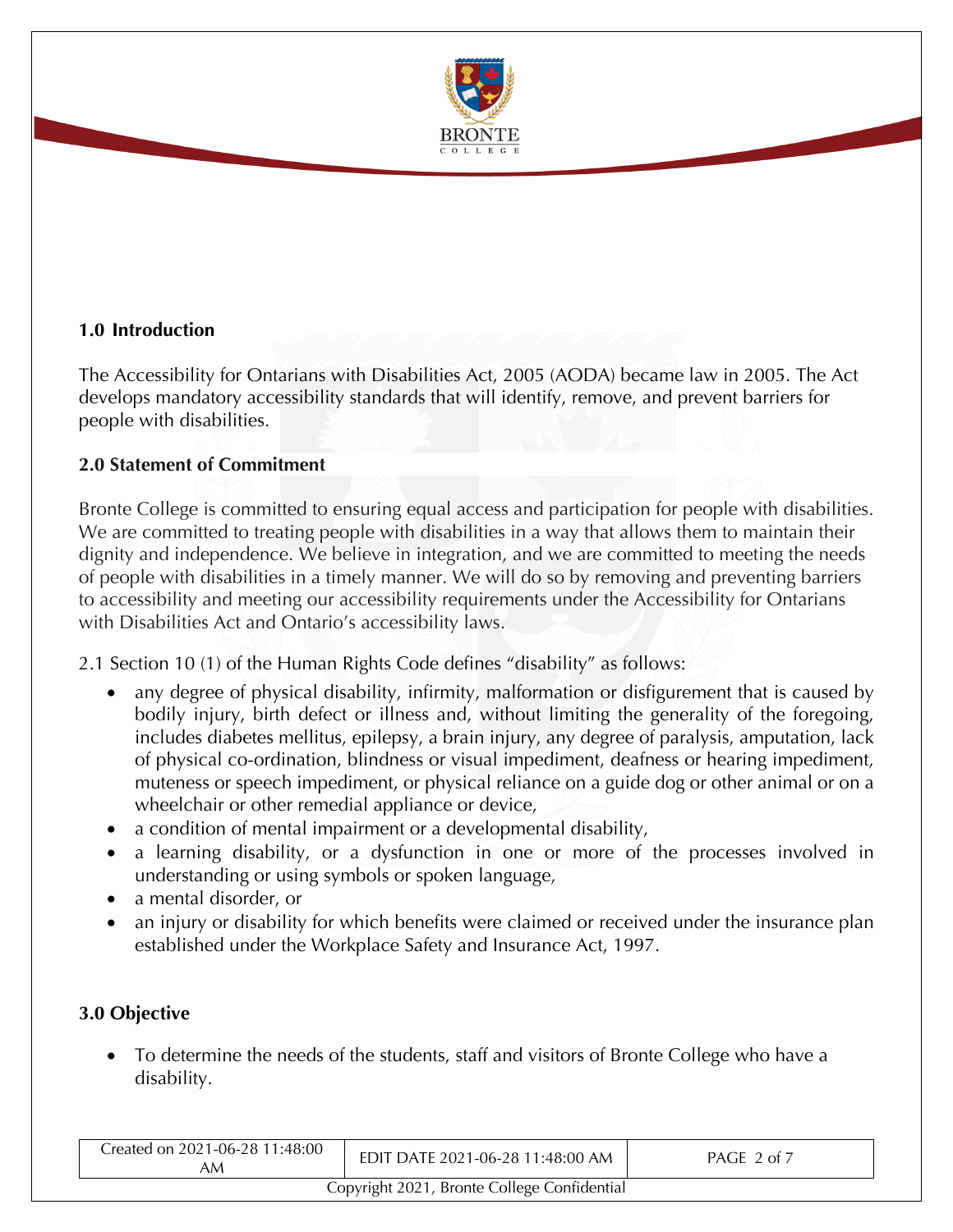## 1.0 Introduction

The Accessibility for Ontarians with Disabilities Act, 2005 (AODA) became law in 2005. The Act develops mandatory accessibility standards that will identify, remove, and prevent barriers for people with disabilities.

## 2.0 Statement of Commitment

Bronte College is committed to ensuring equal access and participation for people with disabilities. We are committed to treating people with disabilities in a way that allows them to maintain their dignity and independence. We believe in integration, and we are committed to meeting the needs of people with disabilities in a timely manner. We will do so by removing and preventing barriers to accessibility and meeting our accessibility requirements under the Accessibility for Ontarians with Disabilities Act and Ontario's accessibility laws.

2.1 Section 10 (1) of the Human Rights Code defines "disability" as follows:

- any degree of physical disability, infirmity, malformation or disfigurement that is caused by bodily injury, birth defect or illness and, without limiting the generality of the foregoing, includes diabetes mellitus, epilepsy, a brain injury, any degree of paralysis, amputation, lack of physical co-ordination, blindness or visual impediment, deafness or hearing impediment, muteness or speech impediment, or physical reliance on a guide dog or other animal or on a wheelchair or other remedial appliance or device,
- a condition of mental impairment or a developmental disability,
- a learning disability, or a dysfunction in one or more of the processes involved in understanding or using symbols or spoken language,
- a mental disorder, or
- an injury or disability for which benefits were claimed or received under the insurance plan established under the Workplace Safety and Insurance Act, 1997.

## 3.0 Objective

- To determine the needs of the students, staff and visitors of Bronte College who have a disability.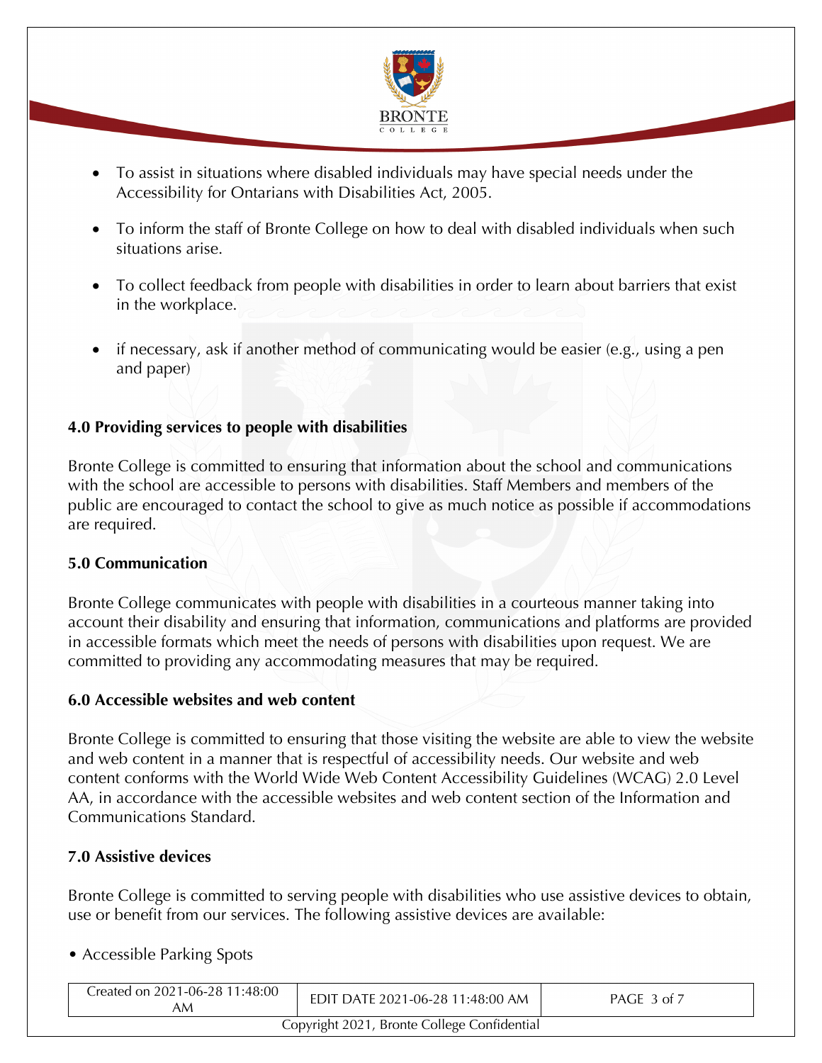- To assist in situations where disabled individuals may have special needs under the Accessibility for Ontarians with Disabilities Act, 2005.
- To inform the staff of Bronte College on how to deal with disabled individuals when such situations arise.
- To collect feedback from people with disabilities in order to learn about barriers that exist in the workplace.
- if necessary, ask if another method of communicating would be easier (e.g., using a pen and paper)

**4.0 Providing services to people with disabilities**

Bronte College is committed to ensuring that information about the school and communications with the school are accessible to persons with disabilities. Staff Members and members of the public are encouraged to contact the school to give as much notice as possible if accommodations are required.

**5.0 Communication**

Bronte College communicates with people with disabilities in a courteous manner taking into account their disability and ensuring that information, communications and platforms are provided in accessible formats which meet the needs of persons with disabilities upon request. We are committed to providing any accommodating measures that may be required.

**6.0 Accessible websites and web content**

Bronte College is committed to ensuring that those visiting the website are able to view the website and web content in a manner that is respectful of accessibility needs. Our website and web content conforms with the World Wide Web Content Accessibility Guidelines (WCAG) 2.0 Level AA, in accordance with the accessible websites and web content section of the Information and Communications Standard.

**7.0 Assistive devices**

Bronte College is committed to serving people with disabilities who use assistive devices to obtain, use or benefit from our services. The following assistive devices are available:

- Accessible Parking Spots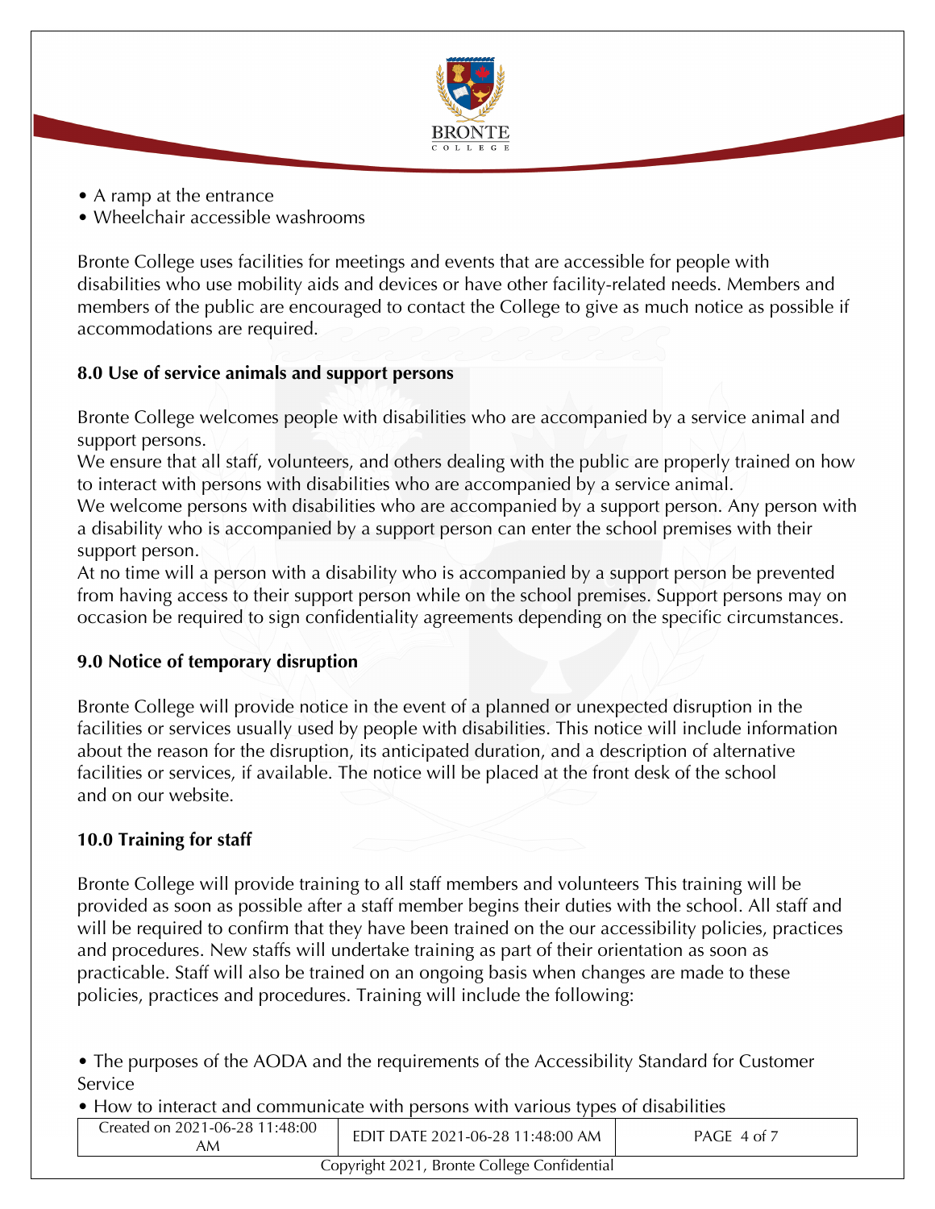- A ramp at the entrance
- Wheelchair accessible washrooms

Bronte College uses facilities for meetings and events that are accessible for people with disabilities who use mobility aids and devices or have other facility-related needs. Members and members of the public are encouraged to contact the College to give as much notice as possible if accommodations are required.

### 8.0 Use of service animals and support persons

Bronte College welcomes people with disabilities who are accompanied by a service animal and support persons.
We ensure that all staff, volunteers, and others dealing with the public are properly trained on how to interact with persons with disabilities who are accompanied by a service animal.
We welcome persons with disabilities who are accompanied by a support person. Any person with a disability who is accompanied by a support person can enter the school premises with their support person.
At no time will a person with a disability who is accompanied by a support person be prevented from having access to their support person while on the school premises. Support persons may on occasion be required to sign confidentiality agreements depending on the specific circumstances.

### 9.0 Notice of temporary disruption

Bronte College will provide notice in the event of a planned or unexpected disruption in the facilities or services usually used by people with disabilities. This notice will include information about the reason for the disruption, its anticipated duration, and a description of alternative facilities or services, if available. The notice will be placed at the front desk of the school and on our website.

### 10.0 Training for staff

Bronte College will provide training to all staff members and volunteers This training will be provided as soon as possible after a staff member begins their duties with the school. All staff and will be required to confirm that they have been trained on the our accessibility policies, practices and procedures. New staffs will undertake training as part of their orientation as soon as practicable. Staff will also be trained on an ongoing basis when changes are made to these policies, practices and procedures. Training will include the following:

- The purposes of the AODA and the requirements of the Accessibility Standard for Customer Service
- How to interact and communicate with persons with various types of disabilities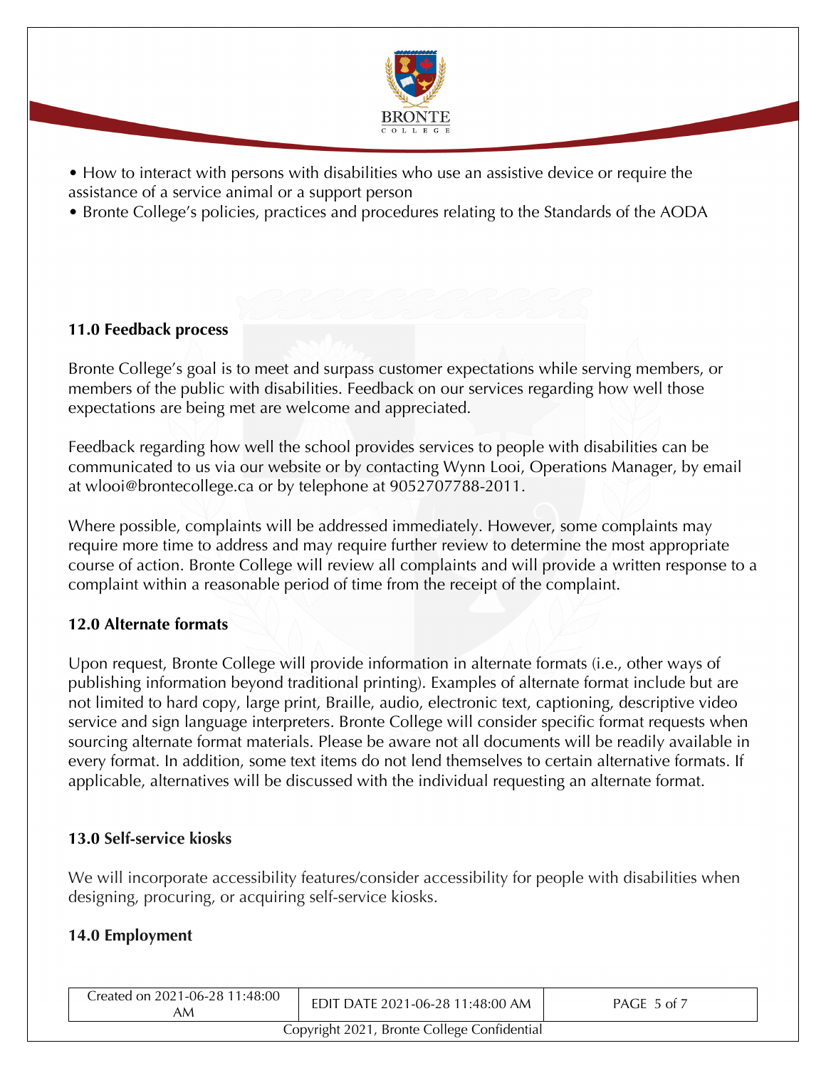- How to interact with persons with disabilities who use an assistive device or require the assistance of a service animal or a support person
- Bronte College's policies, practices and procedures relating to the Standards of the AODA

## 11.0 Feedback process

Bronte College's goal is to meet and surpass customer expectations while serving members, or members of the public with disabilities. Feedback on our services regarding how well those expectations are being met are welcome and appreciated.

Feedback regarding how well the school provides services to people with disabilities can be communicated to us via our website or by contacting Wynn Looi, Operations Manager, by email at wlooi@brontecollege.ca or by telephone at 9052707788-2011.

Where possible, complaints will be addressed immediately. However, some complaints may require more time to address and may require further review to determine the most appropriate course of action. Bronte College will review all complaints and will provide a written response to a complaint within a reasonable period of time from the receipt of the complaint.

## 12.0 Alternate formats

Upon request, Bronte College will provide information in alternate formats (i.e., other ways of publishing information beyond traditional printing). Examples of alternate format include but are not limited to hard copy, large print, Braille, audio, electronic text, captioning, descriptive video service and sign language interpreters. Bronte College will consider specific format requests when sourcing alternate format materials. Please be aware not all documents will be readily available in every format. In addition, some text items do not lend themselves to certain alternative formats. If applicable, alternatives will be discussed with the individual requesting an alternate format.

## 13.0 Self-service kiosks

We will incorporate accessibility features/consider accessibility for people with disabilities when designing, procuring, or acquiring self-service kiosks.

## 14.0 Employment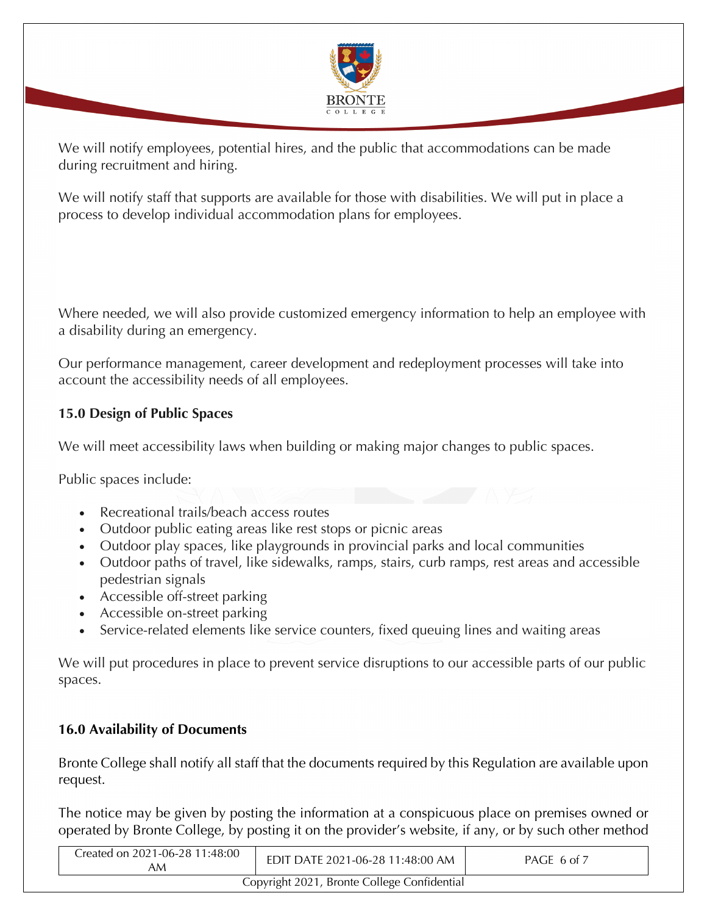We will notify employees, potential hires, and the public that accommodations can be made during recruitment and hiring.

We will notify staff that supports are available for those with disabilities. We will put in place a process to develop individual accommodation plans for employees.

Where needed, we will also provide customized emergency information to help an employee with a disability during an emergency.

Our performance management, career development and redeployment processes will take into account the accessibility needs of all employees.

**15.0 Design of Public Spaces**

We will meet accessibility laws when building or making major changes to public spaces.

Public spaces include:

- Recreational trails/beach access routes
- Outdoor public eating areas like rest stops or picnic areas
- Outdoor play spaces, like playgrounds in provincial parks and local communities
- Outdoor paths of travel, like sidewalks, ramps, stairs, curb ramps, rest areas and accessible pedestrian signals
- Accessible off-street parking
- Accessible on-street parking
- Service-related elements like service counters, fixed queuing lines and waiting areas

We will put procedures in place to prevent service disruptions to our accessible parts of our public spaces.

**16.0 Availability of Documents**

Bronte College shall notify all staff that the documents required by this Regulation are available upon request.

The notice may be given by posting the information at a conspicuous place on premises owned or operated by Bronte College, by posting it on the provider's website, if any, or by such other method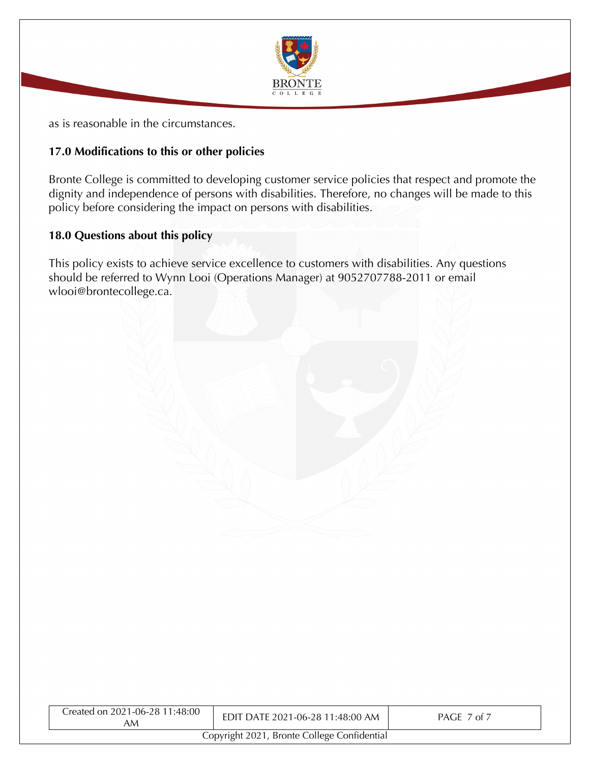as is reasonable in the circumstances.

### 17.0 Modifications to this or other policies

Bronte College is committed to developing customer service policies that respect and promote the dignity and independence of persons with disabilities. Therefore, no changes will be made to this policy before considering the impact on persons with disabilities.

### 18.0 Questions about this policy

This policy exists to achieve service excellence to customers with disabilities. Any questions should be referred to Wynn Looi (Operations Manager) at 9052707788-2011 or email wlooi@brontecollege.ca.